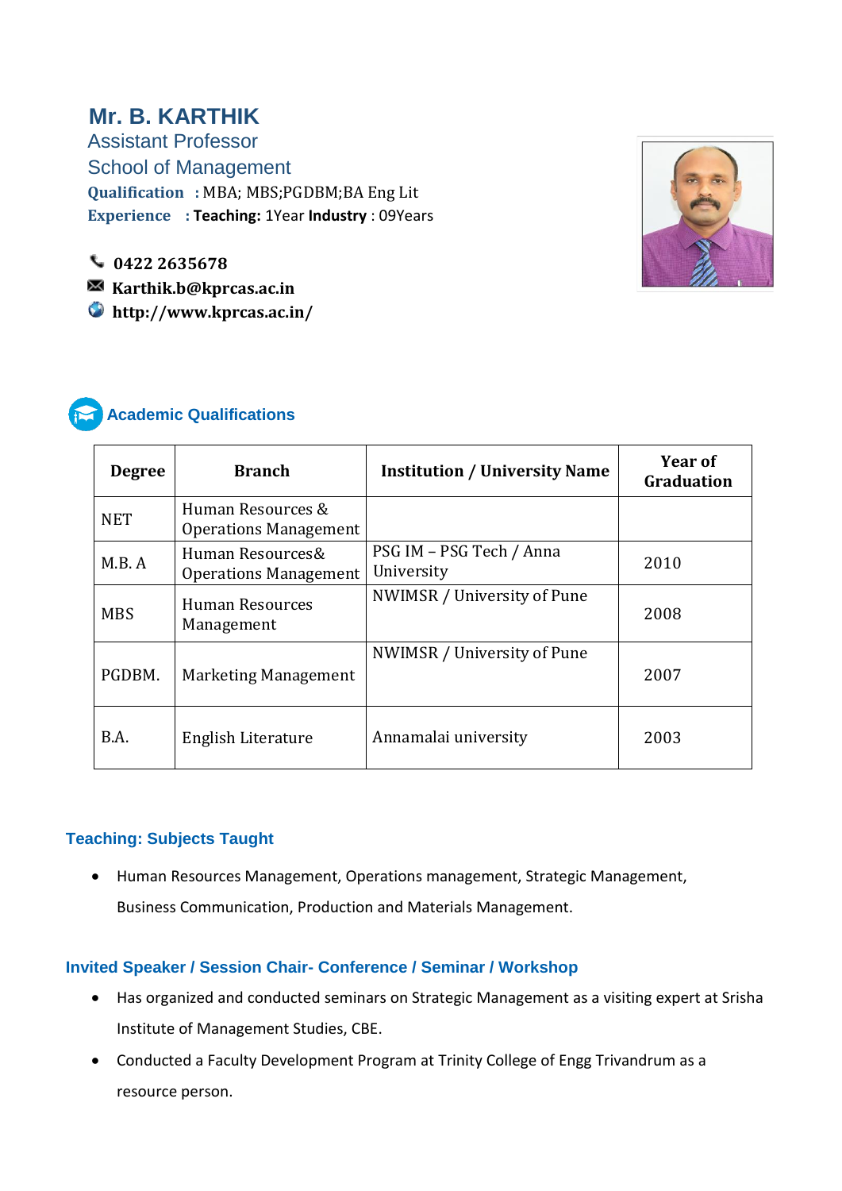# Mr. B. KARTHIK

Assistant Professor

School of Management

**Qualification** : MBA; MBS;PGDBM;BA Eng Lit

**Experience** : **Teaching:** 1Year **Industry** : 09Years

**0422 2635678**

**Karthik.b@kprcas.ac.in**

**http://www.kprcas.ac.in/**

## Academic Qualifications

| Degree | Branch | Institution / University Name | Year of Graduation |
|---|---|---|---|
| NET | Human Resources & Operations Management | | |
| M.B. A | Human Resources& Operations Management | PSG IM – PSG Tech / Anna University | 2010 |
| MBS | Human Resources Management | NWIMSR / University of Pune | 2008 |
| PGDBM. | Marketing Management | NWIMSR / University of Pune | 2007 |
| B.A. | English Literature | Annamalai university | 2003 |

## Teaching: Subjects Taught

- Human Resources Management, Operations management, Strategic Management, Business Communication, Production and Materials Management.

## Invited Speaker / Session Chair- Conference / Seminar / Workshop

- Has organized and conducted seminars on Strategic Management as a visiting expert at Srisha Institute of Management Studies, CBE.
- Conducted a Faculty Development Program at Trinity College of Engg Trivandrum as a resource person.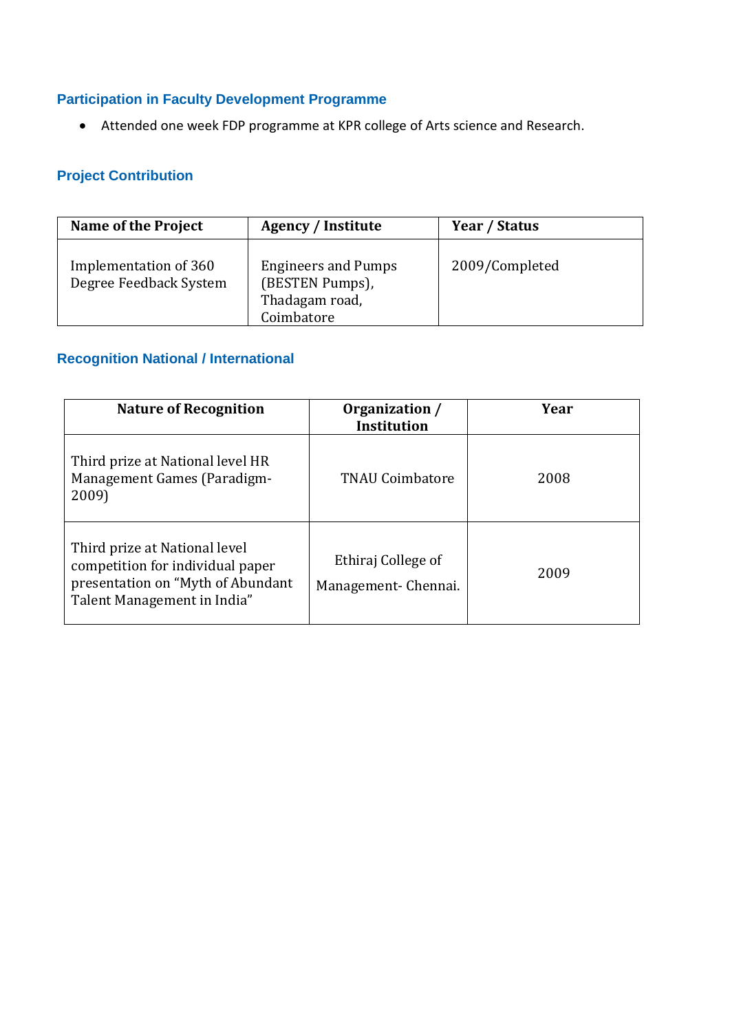## Participation in Faculty Development Programme

- Attended one week FDP programme at KPR college of Arts science and Research.

## Project Contribution

| Name of the Project | Agency / Institute | Year / Status |
|---|---|---|
| Implementation of 360 Degree Feedback System | Engineers and Pumps (BESTEN Pumps), Thadagam road, Coimbatore | 2009/Completed |

## Recognition National / International

| Nature of Recognition | Organization / Institution | Year |
|---|---|---|
| Third prize at National level HR Management Games (Paradigm-2009) | TNAU Coimbatore | 2008 |
| Third prize at National level competition for individual paper presentation on "Myth of Abundant Talent Management in India" | Ethiraj College of Management- Chennai. | 2009 |